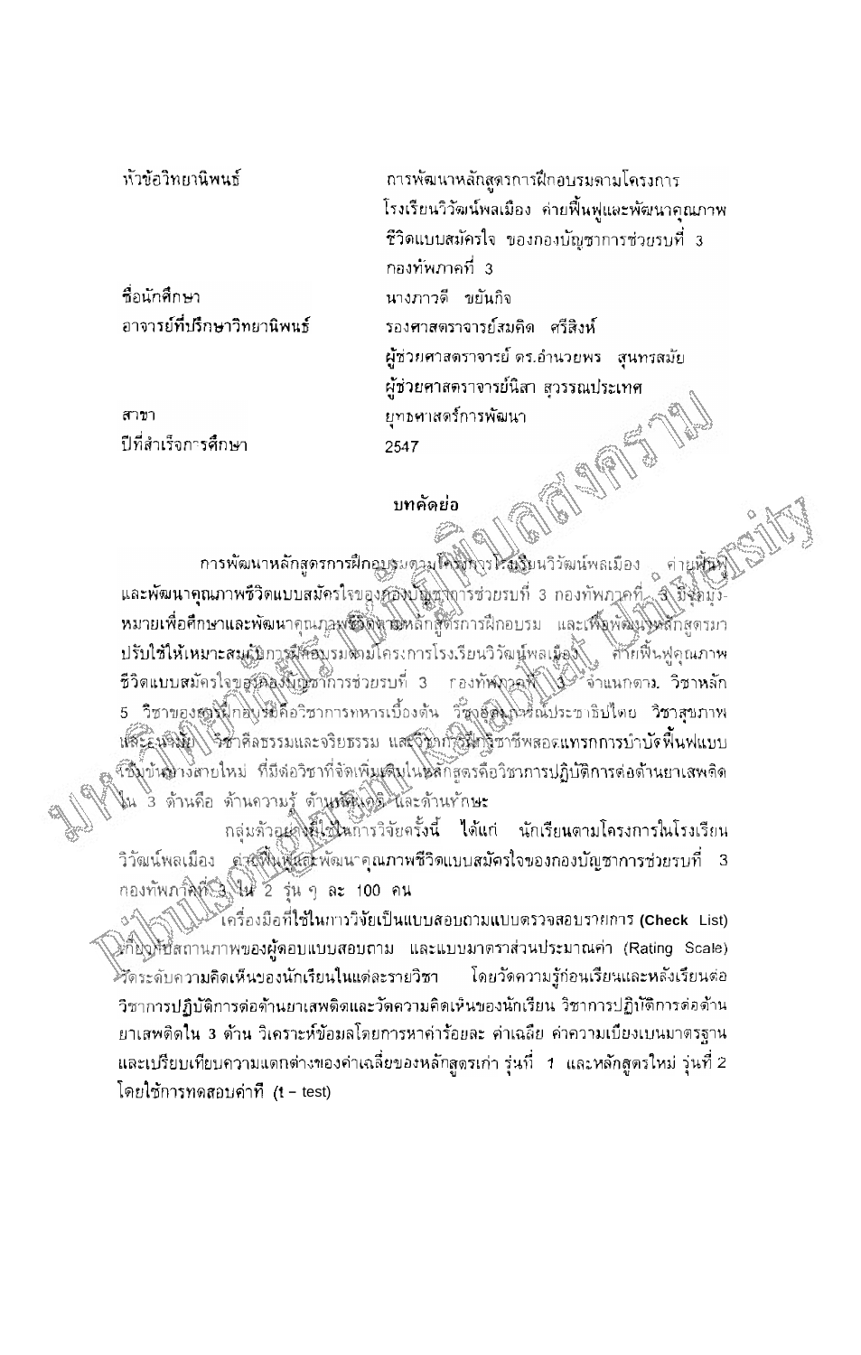| | |
|---|---|
| หัวข้อวิทยานิพนธ์ | การพัฒนาหลักสูตรการฝึกอบรมตามโครงการโรงเรียนวิวัฒน์พลเมือง ค่ายฟื้นฟูและพัฒนาคุณภาพชีวิตแบบสมัครใจ ของกองบัญชาการช่วยรบที่ 3 กองทัพภาคที่ 3 |
| ชื่อนักศึกษา | นางภาวดี ขยันกิจ |
| อาจารย์ที่ปรึกษาวิทยานิพนธ์ | รองศาสตราจารย์สมคิด ศรีสิงห์<br>ผู้ช่วยศาสตราจารย์ ดร.อำนวยพร สุนทรสมัย<br>ผู้ช่วยศาสตราจารย์นิสา สุวรรณประเทศ |
| สาขา | ยุทธศาสตร์การพัฒนา |
| ปีที่สำเร็จการศึกษา | 2547 |

## บทคัดย่อ

การพัฒนาหลักสูตรการฝึกอบรมตามโครงการโรงเรียนวิวัฒน์พลเมือง ค่ายฟื้นฟูและพัฒนาคุณภาพชีวิตแบบสมัครใจของกองบัญชาการช่วยรบที่ 3 กองทัพภาคที่ 3 มีจุดมุ่งหมายเพื่อศึกษาและพัฒนาคุณภาพชีวิตตามหลักสูตรการฝึกอบรม และเพื่อพัฒนาหลักสูตรมาปรับใช้ให้เหมาะสมกับการฝึกอบรมตามโครงการโรงเรียนวิวัฒน์พลเมือง ค่ายฟื้นฟูคุณภาพชีวิตแบบสมัครใจของกองบัญชาการช่วยรบที่ 3 กองทัพภาคที่ 3 จำแนกตาม วิชาหลัก 5 วิชาของการฝึกอบรมคือวิชาการทหารเบื้องต้น วิชาอุดมการณ์ประชาธิปไตย วิชาสุขภาพและอนามัย วิชาศีลธรรมและจริยธรรม และวิชาการฝึกอาชีพสอดแทรกการบำบัดฟื้นฟูแบบเข้มข้นทางสายใหม่ ที่มีต่อวิชาที่จัดเพิ่มเติมในหลักสูตรคือวิชาการปฏิบัติการต่อต้านยาเสพติดใน 3 ด้านคือ ด้านความรู้ ด้านทัศนคติ และด้านทักษะ

กลุ่มตัวอย่างที่ใช้ในการวิจัยครั้งนี้ ได้แก่ นักเรียนตามโครงการในโรงเรียนวิวัฒน์พลเมือง ค่ายฟื้นฟูและพัฒนาคุณภาพชีวิตแบบสมัครใจของกองบัญชาการช่วยรบที่ 3 กองทัพภาคที่ 3 ใน 2 รุ่น ๆ ละ 100 คน

เครื่องมือที่ใช้ในการวิจัยเป็นแบบสอบถามแบบตรวจสอบรายการ (Check List) เกี่ยวกับสถานภาพของผู้ตอบแบบสอบถาม และแบบมาตราส่วนประมาณค่า (Rating Scale) วัดระดับความคิดเห็นของนักเรียนในแต่ละรายวิชา โดยวัดความรู้ก่อนเรียนและหลังเรียนต่อวิชาการปฏิบัติการต่อต้านยาเสพติดและวัดความคิดเห็นของนักเรียน วิชาการปฏิบัติการต่อต้านยาเสพติดใน 3 ด้าน วิเคราะห์ข้อมูลโดยการหาค่าร้อยละ ค่าเฉลี่ย ค่าความเบี่ยงเบนมาตรฐาน และเปรียบเทียบความแตกต่างของค่าเฉลี่ยของหลักสูตรเก่า รุ่นที่ 1 และหลักสูตรใหม่ รุ่นที่ 2 โดยใช้การทดสอบค่าที (t – test)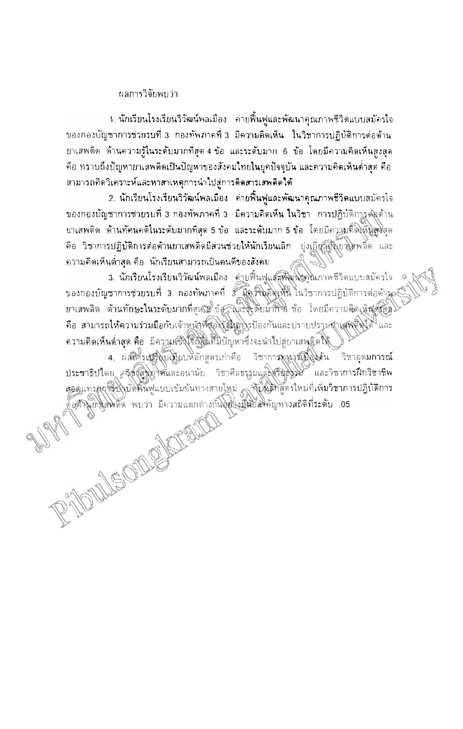ผลการวิจัยพบว่า

1. นักเรียนโรงเรียนวิวัฒน์พลเมือง ค่ายฟื้นฟูและพัฒนาคุณภาพชีวิตแบบสมัครใจของกองบัญชาการช่วยรบที่ 3 กองทัพภาคที่ 3 มีความคิดเห็น ในวิชาการปฏิบัติการต่อต้านยาเสพติด ด้านความรู้ในระดับมากที่สุด 4 ข้อ และระดับมาก 6 ข้อ โดยมีความคิดเห็นสูงสุด คือ ทราบถึงปัญหายาเสพติดเป็นปัญหาของสังคมไทยในยุคปัจจุบัน และความคิดเห็นต่ำสุด คือ สามารถคิดวิเคราะห์และหาสาเหตุการนำไปสู่การติดสารเสพติดได้

2. นักเรียนโรงเรียนวิวัฒน์พลเมือง ค่ายฟื้นฟูและพัฒนาคุณภาพชีวิตแบบสมัครใจของกองบัญชาการช่วยรบที่ 3 กองทัพภาคที่ 3 มีความคิดเห็น ในวิชา การปฏิบัติการต่อต้านยาเสพติด ด้านทัศนคติในระดับมากที่สุด 5 ข้อ และระดับมาก 5 ข้อ โดยมีความคิดเห็นสูงสุด คือ วิชาการปฏิบัติการต่อต้านยาเสพติดมีส่วนช่วยให้นักเรียนเลิก ยุ่งเกี่ยวกับยาเสพติด และความคิดเห็นต่ำสุด คือ นักเรียนสามารถเป็นคนดีของสังคม

3. นักเรียนโรงเรียนวิวัฒน์พลเมือง ค่ายฟื้นฟูและพัฒนาคุณภาพชีวิตแบบสมัครใจของกองบัญชาการช่วยรบที่ 3 กองทัพภาคที่ 3 มีความคิดเห็น ในวิชาการปฏิบัติการต่อต้านยาเสพติด ด้านทักษะในระดับมากที่สุด 2 ข้อ และระดับมาก 8 ข้อ โดยมีความคิดเห็นสูงสุด คือ สามารถให้ความร่วมมือกับเจ้าหน้าที่ของรัฐในการป้องกันและปราบปรามยาเสพติดได้ และความคิดเห็นต่ำสุด คือ มีความพร้อมใจเลี่ยงที่มีปัญหาซึ่งจะนำไปสู่ยาเสพติดได้

4. ผลการเปรียบเทียบหลักสูตรเก่าคือ วิชาการทหารเบื้องต้น วิชาอุดมการณ์ประชาธิปไตย วิชาสุขศึกษาและอนามัย วิชาศีลธรรมและจริยธรรม และวิชาการฝึกวิชาชีพสอดแทรกการบำบัดฟื้นฟูแบบเข้มข้นทางสายใหม่ กับหลักสูตรใหม่ที่เพิ่มวิชาการปฏิบัติการต่อต้านยาเสพติด พบว่า มีความแตกต่างกันอย่างมีนัยสำคัญทางสถิติที่ระดับ .05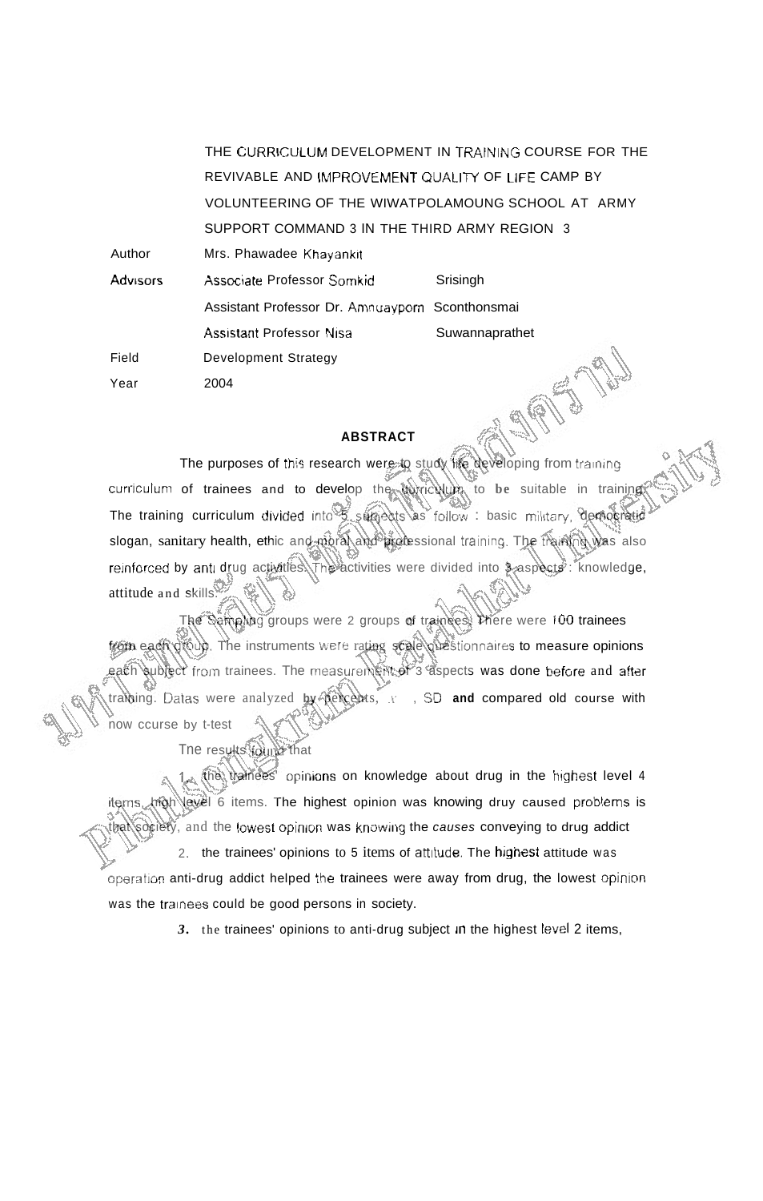THE CURRICULUM DEVELOPMENT IN TRAINING COURSE FOR THE REVIVABLE AND IMPROVEMENT QUALITY OF LIFE CAMP BY VOLUNTEERING OF THE WIWATPOLAMOUNG SCHOOL AT ARMY SUPPORT COMMAND 3 IN THE THIRD ARMY REGION 3

| | | |
|---|---|---|
| Author | Mrs. Phawadee Khayankit | |
| Advisors | Associate Professor Somkid | Srisingh |
| | Assistant Professor Dr. Amnuayporn | Sconthonsmai |
| | Assistant Professor Nisa | Suwannaprathet |
| Field | Development Strategy | |
| Year | 2004 | |

## ABSTRACT

The purposes of this research were to study life developing from training curriculum of trainees and to develop the curriculum to be suitable in training. The training curriculum divided into 5 subjects as follow : basic military, democratic slogan, sanitary health, ethic and moral and professional training. The training was also reinforced by anti drug activities. The activities were divided into 3 aspects : knowledge, attitude and skills.

The Sampling groups were 2 groups of trainees. There were 100 trainees from each group. The instruments were rating scale questionnaires to measure opinions each subject from trainees. The measurement of 3 aspects was done before and after training. Datas were analyzed by percents, $\bar{x}$ , SD and compared old course with now ccurse by t-test

The results found that

1. the trainees' opinions on knowledge about drug in the highest level 4 items, high level 6 items. The highest opinion was knowing druy caused problems is that society, and the lowest opinion was knowing the *causes* conveying to drug addict

2. the trainees' opinions to 5 items of attitude. The highest attitude was operation anti-drug addict helped the trainees were away from drug, the lowest opinion was the trainees could be good persons in society.

3. the trainees' opinions to anti-drug subject in the highest level 2 items,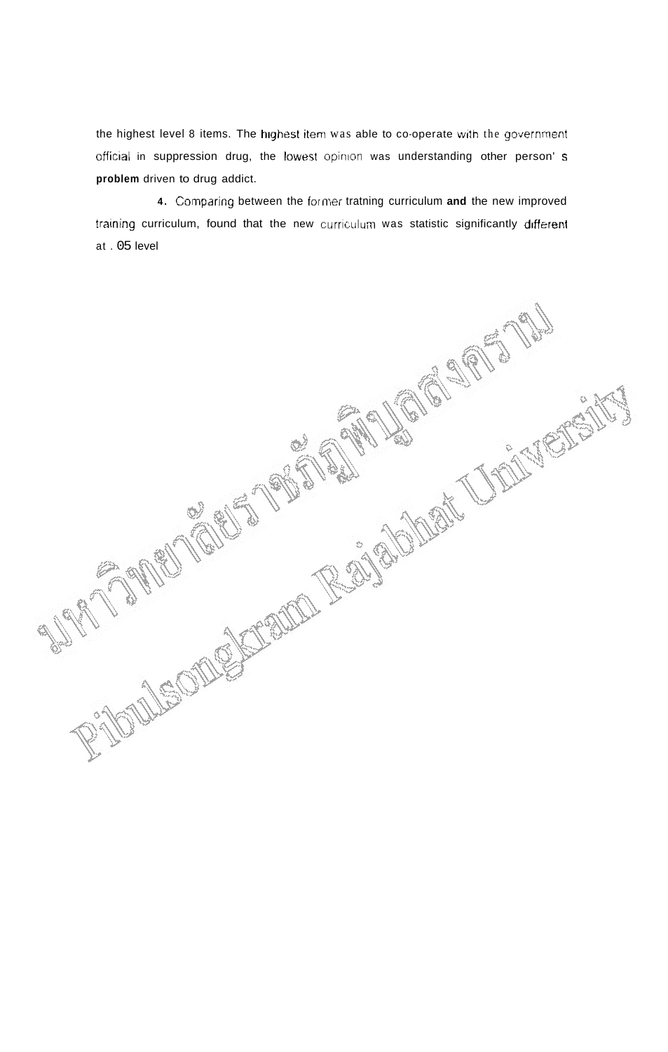the highest level 8 items. The highest item was able to co-operate with the government official in suppression drug, the lowest opinion was understanding other person' s **problem** driven to drug addict.

4. Comparing between the former tratning curriculum **and** the new improved training curriculum, found that the new curriculum was statistic significantly different at . 05 level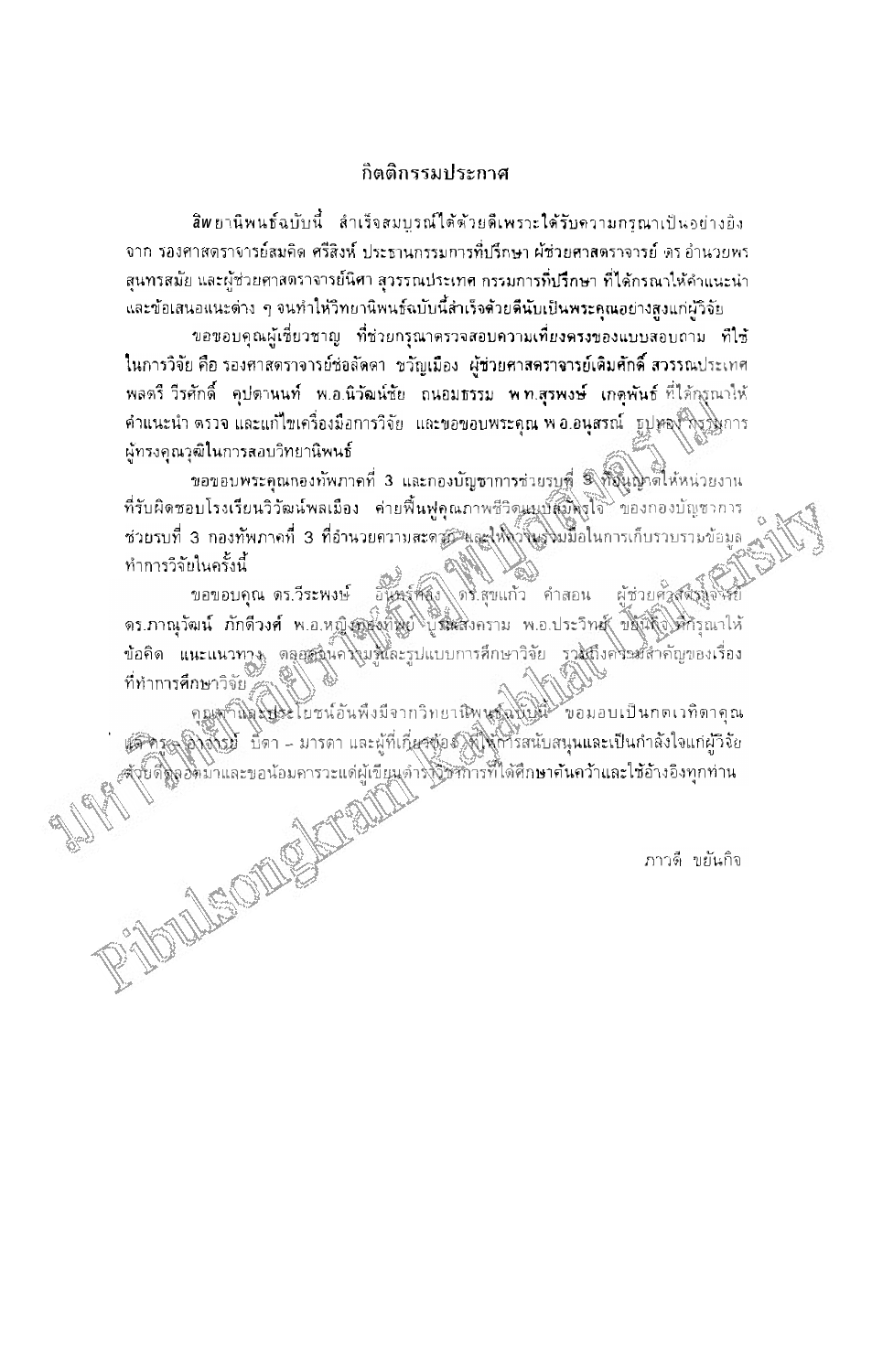# กิตติกรรมประกาศ

สิพยานิพนธ์ฉบับนี้ สำเร็จสมบูรณ์ได้ด้วยดีเพราะได้รับความกรุณาเป็นอย่างยิ่ง จาก รองศาสตราจารย์สมคิด ศรีสิงห์ ประธานกรรมการที่ปรึกษา ผู้ช่วยศาสตราจารย์ ดร.อำนวยพร สุนทรสมัย และผู้ช่วยศาสตราจารย์นิศา สุวรรณประเทศ กรรมการที่ปรึกษา ที่ได้กรุณาให้คำแนะนำ และข้อเสนอแนะต่าง ๆ จนทำให้วิทยานิพนธ์ฉบับนี้สำเร็จด้วยดีนับเป็นพระคุณอย่างสูงแก่ผู้วิจัย

ขอขอบคุณผู้เชี่ยวชาญ ที่ช่วยกรุณาตรวจสอบความเที่ยงตรงของแบบสอบถาม ที่ใช้ในการวิจัย คือ รองศาสตราจารย์ช่อลัดดา ขวัญเมือง ผู้ช่วยศาสตราจารย์เติมศักดิ์ สุวรรณประเทศ พลตรี วีรศักดิ์ คุปตานนท์ พ.อ.นิวัฒน์ชัย ถนอมธรรม พ.ท.สุรพงษ์ เกตุพันธ์ ที่ได้กรุณาให้คำแนะนำ ตรวจ และแก้ไขเครื่องมือการวิจัย และขอขอบพระคุณ พ.อ.อนุสรณ์ ธูปทอง กรรมการผู้ทรงคุณวุฒิในการสอบวิทยานิพนธ์

ขอขอบพระคุณกองทัพภาคที่ 3 และกองบัญชาการช่วยรบที่ 3 ที่อนุญาตให้หน่วยงานที่รับผิดชอบโรงเรียนวิวัฒน์พลเมือง ค่ายฟื้นฟูคุณภาพชีวิตแบบสมัครใจ ของกองบัญชาการช่วยรบที่ 3 กองทัพภาคที่ 3 ที่อำนวยความสะดวก และให้ความร่วมมือในการเก็บรวบรวมข้อมูลทำการวิจัยในครั้งนี้

ขอขอบคุณ ดร.วีระพงษ์ อินทร์ทอง ดร.สุขแก้ว คำสอน ผู้ช่วยศาสตราจารย์ ดร.ภาณุวัฒน์ ภักดีวงศ์ พ.อ.หญิงสมทิพย์ บูรณสงคราม พ.อ.ประวิทย์ ขยันกิจ ที่กรุณาให้ข้อคิด แนะแนวทาง ตลอดจนความรู้และรูปแบบการศึกษาวิจัย รวมถึงความสำคัญของเรื่องที่ทำการศึกษาวิจัย

คุณค่าและประโยชน์อันพึงมีจากวิทยานิพนธ์ฉบับนี้ ขอมอบเป็นกตเวทิตาคุณแด่ ครู – อาจารย์ บิดา – มารดา และผู้ที่เกี่ยวข้อง ที่ให้การสนับสนุนและเป็นกำลังใจแก่ผู้วิจัยด้วยดีตลอดมาและขอน้อมคารวะแด่ผู้เขียนตำราวิชาการที่ได้ศึกษาค้นคว้าและใช้อ้างอิงทุกท่าน

ภาวดี ขยันกิจ